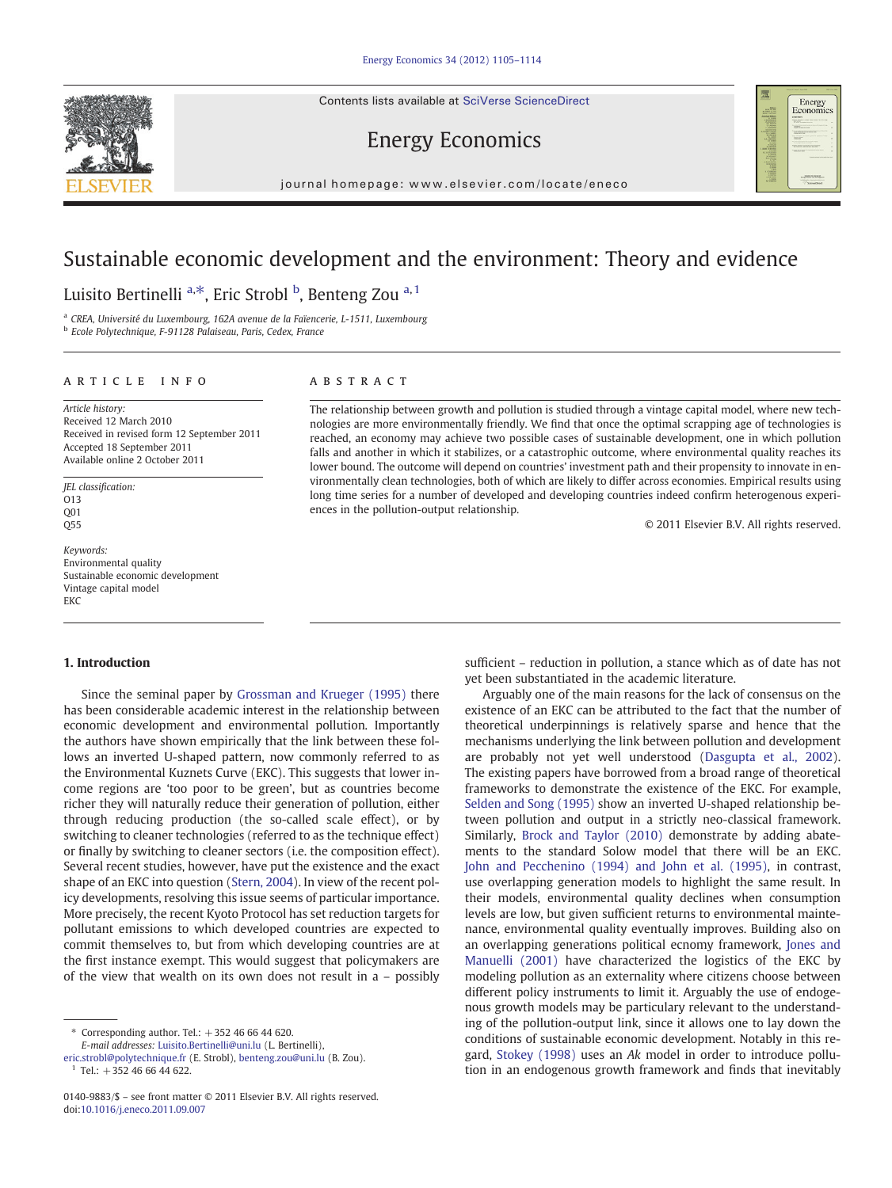# Sustainable economic development and the environment: Theory and evidence

Luisito Bertinelli [a,*], Eric Strobl [b], Benteng Zou [a,1]

[a] CREA, Université du Luxembourg, 162A avenue de la Faïencerie, L-1511, Luxembourg

[b] Ecole Polytechnique, F-91128 Palaiseau, Paris, Cedex, France

## ARTICLE INFO

*Article history:*
Received 12 March 2010
Received in revised form 12 September 2011
Accepted 18 September 2011
Available online 2 October 2011

*JEL classification:*
O13
Q01
Q55

*Keywords:*
Environmental quality
Sustainable economic development
Vintage capital model
EKC

## ABSTRACT

The relationship between growth and pollution is studied through a vintage capital model, where new technologies are more environmentally friendly. We find that once the optimal scrapping age of technologies is reached, an economy may achieve two possible cases of sustainable development, one in which pollution falls and another in which it stabilizes, or a catastrophic outcome, where environmental quality reaches its lower bound. The outcome will depend on countries' investment path and their propensity to innovate in environmentally clean technologies, both of which are likely to differ across economies. Empirical results using long time series for a number of developed and developing countries indeed confirm heterogenous experiences in the pollution-output relationship.

© 2011 Elsevier B.V. All rights reserved.

## 1. Introduction

Since the seminal paper by Grossman and Krueger (1995) there has been considerable academic interest in the relationship between economic development and environmental pollution. Importantly the authors have shown empirically that the link between these follows an inverted U-shaped pattern, now commonly referred to as the Environmental Kuznets Curve (EKC). This suggests that lower income regions are 'too poor to be green', but as countries become richer they will naturally reduce their generation of pollution, either through reducing production (the so-called scale effect), or by switching to cleaner technologies (referred to as the technique effect) or finally by switching to cleaner sectors (i.e. the composition effect). Several recent studies, however, have put the existence and the exact shape of an EKC into question (Stern, 2004). In view of the recent policy developments, resolving this issue seems of particular importance. More precisely, the recent Kyoto Protocol has set reduction targets for pollutant emissions to which developed countries are expected to commit themselves to, but from which developing countries are at the first instance exempt. This would suggest that policymakers are of the view that wealth on its own does not result in a – possibly sufficient – reduction in pollution, a stance which as of date has not yet been substantiated in the academic literature.

Arguably one of the main reasons for the lack of consensus on the existence of an EKC can be attributed to the fact that the number of theoretical underpinnings is relatively sparse and hence that the mechanisms underlying the link between pollution and development are probably not yet well understood (Dasgupta et al., 2002). The existing papers have borrowed from a broad range of theoretical frameworks to demonstrate the existence of the EKC. For example, Selden and Song (1995) show an inverted U-shaped relationship between pollution and output in a strictly neo-classical framework. Similarly, Brock and Taylor (2010) demonstrate by adding abatements to the standard Solow model that there will be an EKC. John and Pecchenino (1994) and John et al. (1995), in contrast, use overlapping generation models to highlight the same result. In their models, environmental quality declines when consumption levels are low, but given sufficient returns to environmental maintenance, environmental quality eventually improves. Building also on an overlapping generations political ecnomy framework, Jones and Manuelli (2001) have characterized the logistics of the EKC by modeling pollution as an externality where citizens choose between different policy instruments to limit it. Arguably the use of endogenous growth models may be particulary relevant to the understanding of the pollution-output link, since it allows one to lay down the conditions of sustainable economic development. Notably in this regard, Stokey (1998) uses an *Ak* model in order to introduce pollution in an endogenous growth framework and finds that inevitably

---

* Corresponding author. Tel.: +352 46 66 44 620.
*E-mail addresses:* Luisito.Bertinelli@uni.lu (L. Bertinelli), eric.strobl@polytechnique.fr (E. Strobl), benteng.zou@uni.lu (B. Zou).

[1] Tel.: +352 46 66 44 622.

0140-9883/$ – see front matter © 2011 Elsevier B.V. All rights reserved.
doi:10.1016/j.eneco.2011.09.007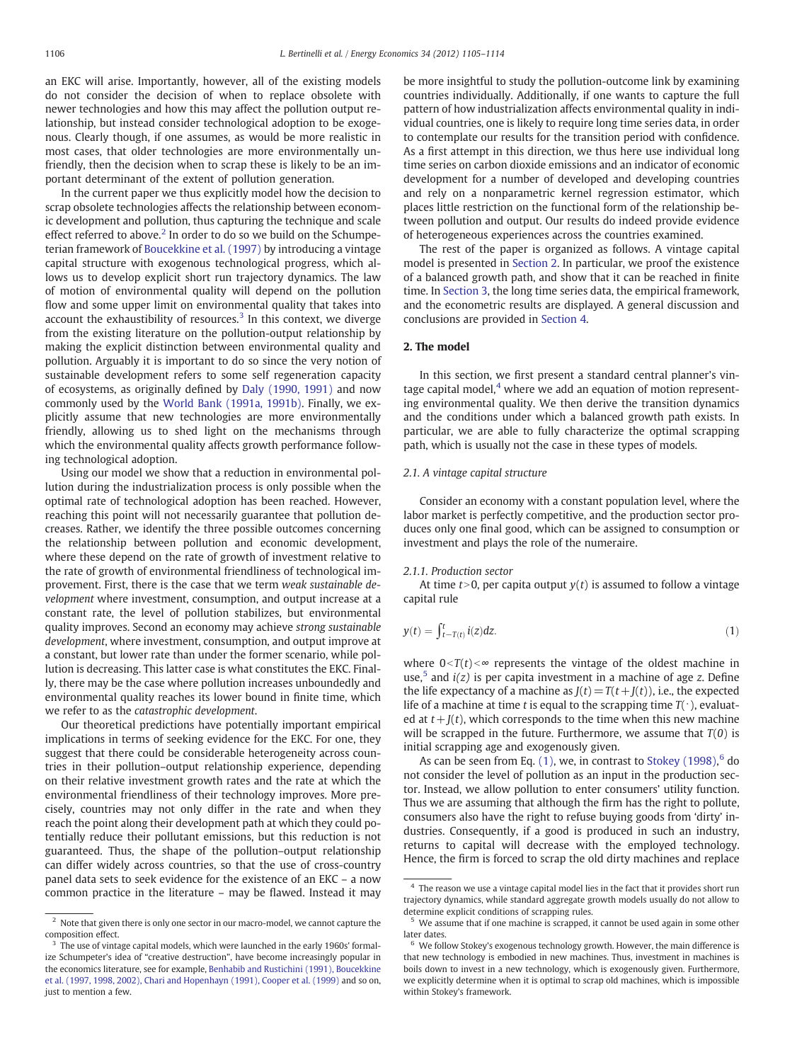an EKC will arise. Importantly, however, all of the existing models do not consider the decision of when to replace obsolete with newer technologies and how this may affect the pollution output relationship, but instead consider technological adoption to be exogenous. Clearly though, if one assumes, as would be more realistic in most cases, that older technologies are more environmentally unfriendly, then the decision when to scrap these is likely to be an important determinant of the extent of pollution generation.

In the current paper we thus explicitly model how the decision to scrap obsolete technologies affects the relationship between economic development and pollution, thus capturing the technique and scale effect referred to above.[2] In order to do so we build on the Schumpeterian framework of Boucekkine et al. (1997) by introducing a vintage capital structure with exogenous technological progress, which allows us to develop explicit short run trajectory dynamics. The law of motion of environmental quality will depend on the pollution flow and some upper limit on environmental quality that takes into account the exhaustibility of resources.[3] In this context, we diverge from the existing literature on the pollution-output relationship by making the explicit distinction between environmental quality and pollution. Arguably it is important to do so since the very notion of sustainable development refers to some self regeneration capacity of ecosystems, as originally defined by Daly (1990, 1991) and now commonly used by the World Bank (1991a, 1991b). Finally, we explicitly assume that new technologies are more environmentally friendly, allowing us to shed light on the mechanisms through which the environmental quality affects growth performance following technological adoption.

Using our model we show that a reduction in environmental pollution during the industrialization process is only possible when the optimal rate of technological adoption has been reached. However, reaching this point will not necessarily guarantee that pollution decreases. Rather, we identify the three possible outcomes concerning the relationship between pollution and economic development, where these depend on the rate of growth of investment relative to the rate of growth of environmental friendliness of technological improvement. First, there is the case that we term *weak sustainable development* where investment, consumption, and output increase at a constant rate, the level of pollution stabilizes, but environmental quality improves. Second an economy may achieve *strong sustainable development*, where investment, consumption, and output improve at a constant, but lower rate than under the former scenario, while pollution is decreasing. This latter case is what constitutes the EKC. Finally, there may be the case where pollution increases unboundedly and environmental quality reaches its lower bound in finite time, which we refer to as the *catastrophic development*.

Our theoretical predictions have potentially important empirical implications in terms of seeking evidence for the EKC. For one, they suggest that there could be considerable heterogeneity across countries in their pollution–output relationship experience, depending on their relative investment growth rates and the rate at which the environmental friendliness of their technology improves. More precisely, countries may not only differ in the rate and when they reach the point along their development path at which they could potentially reduce their pollutant emissions, but this reduction is not guaranteed. Thus, the shape of the pollution–output relationship can differ widely across countries, so that the use of cross-country panel data sets to seek evidence for the existence of an EKC – a now common practice in the literature – may be flawed. Instead it may be more insightful to study the pollution-outcome link by examining countries individually. Additionally, if one wants to capture the full pattern of how industrialization affects environmental quality in individual countries, one is likely to require long time series data, in order to contemplate our results for the transition period with confidence. As a first attempt in this direction, we thus here use individual long time series on carbon dioxide emissions and an indicator of economic development for a number of developed and developing countries and rely on a nonparametric kernel regression estimator, which places little restriction on the functional form of the relationship between pollution and output. Our results do indeed provide evidence of heterogeneous experiences across the countries examined.

The rest of the paper is organized as follows. A vintage capital model is presented in Section 2. In particular, we proof the existence of a balanced growth path, and show that it can be reached in finite time. In Section 3, the long time series data, the empirical framework, and the econometric results are displayed. A general discussion and conclusions are provided in Section 4.

## 2. The model

In this section, we first present a standard central planner's vintage capital model,[4] where we add an equation of motion representing environmental quality. We then derive the transition dynamics and the conditions under which a balanced growth path exists. In particular, we are able to fully characterize the optimal scrapping path, which is usually not the case in these types of models.

### 2.1. A vintage capital structure

Consider an economy with a constant population level, where the labor market is perfectly competitive, and the production sector produces only one final good, which can be assigned to consumption or investment and plays the role of the numeraire.

#### 2.1.1. Production sector

At time $t>0$, per capita output $y(t)$ is assumed to follow a vintage capital rule

$$y(t) = \int_{t-T(t)}^{t} i(z)dz. \tag{1}$$

where $0<T(t)<\infty$ represents the vintage of the oldest machine in use,[5] and $i(z)$ is per capita investment in a machine of age $z$. Define the life expectancy of a machine as $J(t)=T(t+J(t))$, i.e., the expected life of a machine at time $t$ is equal to the scrapping time $T(\cdot)$, evaluated at $t+J(t)$, which corresponds to the time when this new machine will be scrapped in the future. Furthermore, we assume that $T(0)$ is initial scrapping age and exogenously given.

As can be seen from Eq. (1), we, in contrast to Stokey (1998),[6] do not consider the level of pollution as an input in the production sector. Instead, we allow pollution to enter consumers' utility function. Thus we are assuming that although the firm has the right to pollute, consumers also have the right to refuse buying goods from 'dirty' industries. Consequently, if a good is produced in such an industry, returns to capital will decrease with the employed technology. Hence, the firm is forced to scrap the old dirty machines and replace

---

[2] Note that given there is only one sector in our macro-model, we cannot capture the composition effect.

[3] The use of vintage capital models, which were launched in the early 1960s' formalize Schumpeter's idea of "creative destruction", have become increasingly popular in the economics literature, see for example, Benhabib and Rustichini (1991), Boucekkine et al. (1997, 1998, 2002), Chari and Hopenhayn (1991), Cooper et al. (1999) and so on, just to mention a few.

[4] The reason we use a vintage capital model lies in the fact that it provides short run trajectory dynamics, while standard aggregate growth models usually do not allow to determine explicit conditions of scrapping rules.

[5] We assume that if one machine is scrapped, it cannot be used again in some other later dates.

[6] We follow Stokey's exogenous technology growth. However, the main difference is that new technology is embodied in new machines. Thus, investment in machines is boils down to invest in a new technology, which is exogenously given. Furthermore, we explicitly determine when it is optimal to scrap old machines, which is impossible within Stokey's framework.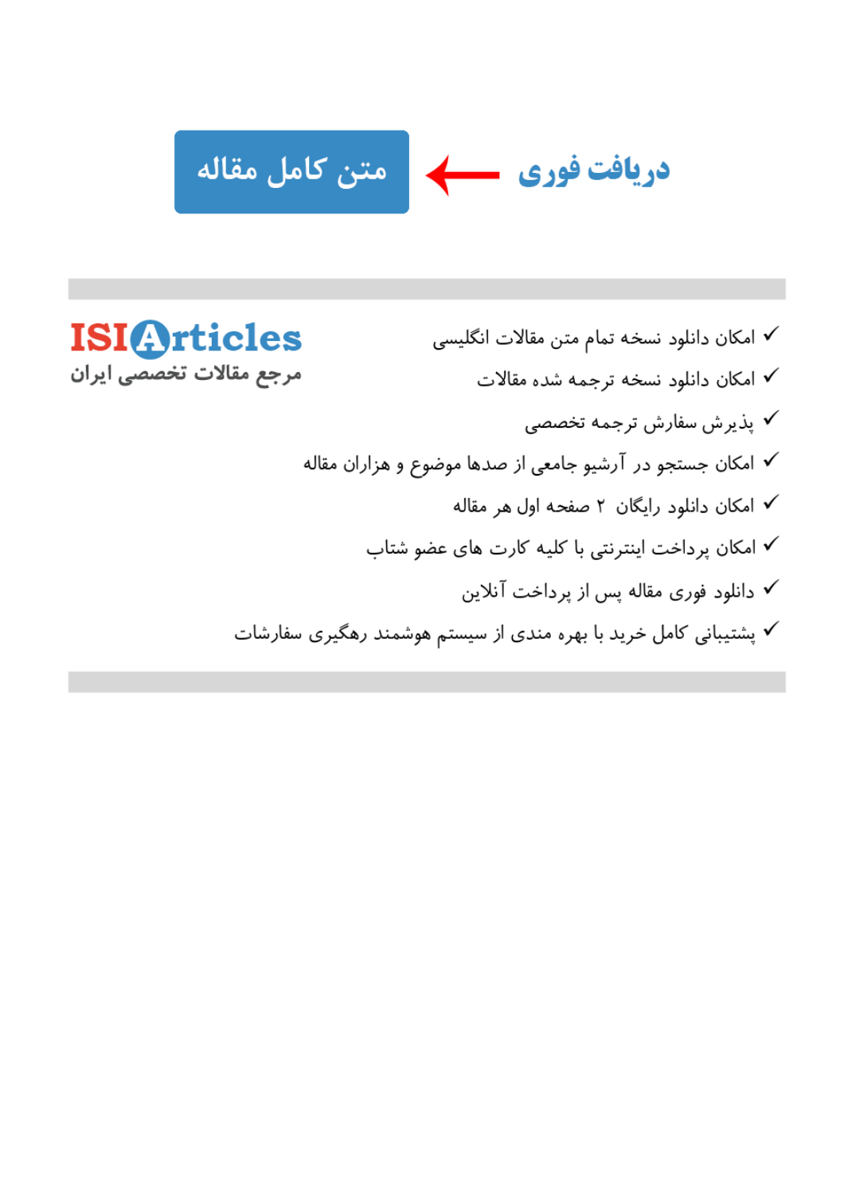دریافت فوری ← **متن کامل مقاله**

**ISIArticles**
مرجع مقالات تخصصی ایران

- ✓ امکان دانلود نسخه تمام متن مقالات انگلیسی
- ✓ امکان دانلود نسخه ترجمه شده مقالات
- ✓ پذیرش سفارش ترجمه تخصصی
- ✓ امکان جستجو در آرشیو جامعی از صدها موضوع و هزاران مقاله
- ✓ امکان دانلود رایگان ۲ صفحه اول هر مقاله
- ✓ امکان پرداخت اینترنتی با کلیه کارت های عضو شتاب
- ✓ دانلود فوری مقاله پس از پرداخت آنلاین
- ✓ پشتیبانی کامل خرید با بهره مندی از سیستم هوشمند رهگیری سفارشات